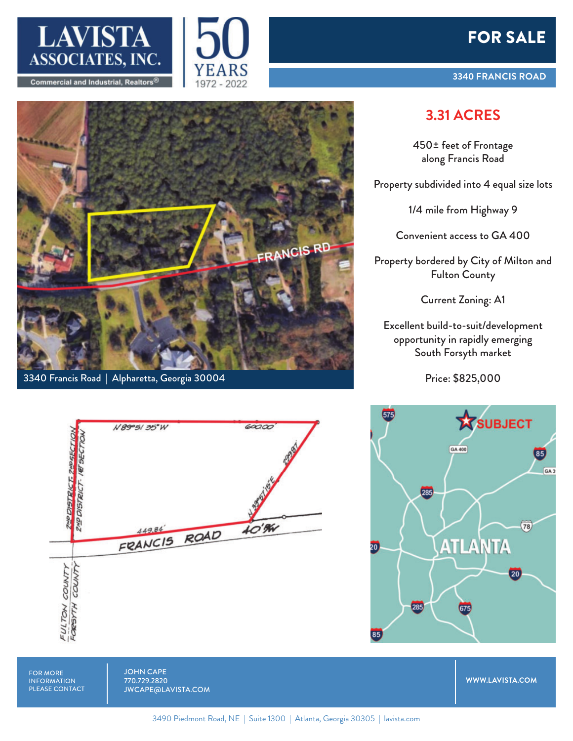LAVISTA ASSOCIATES, INC.

Commercial and Industrial, Realtors®

50 YEARS 1972 - 2022

# FOR SALE

## 3340 FRANCIS ROAD

3340 Francis Road | Alpharetta, Georgia 30004

## 3.31 ACRES

450± feet of Frontage along Francis Road

Property subdivided into 4 equal size lots

1/4 mile from Highway 9

Convenient access to GA 400

Property bordered by City of Milton and Fulton County

Current Zoning: A1

Excellent build-to-suit/development opportunity in rapidly emerging South Forsyth market

Price: $825,000

FOR MORE INFORMATION PLEASE CONTACT

JOHN CAPE
770.729.2820
JWCAPE@LAVISTA.COM

WWW.LAVISTA.COM

3490 Piedmont Road, NE | Suite 1300 | Atlanta, Georgia 30305 | lavista.com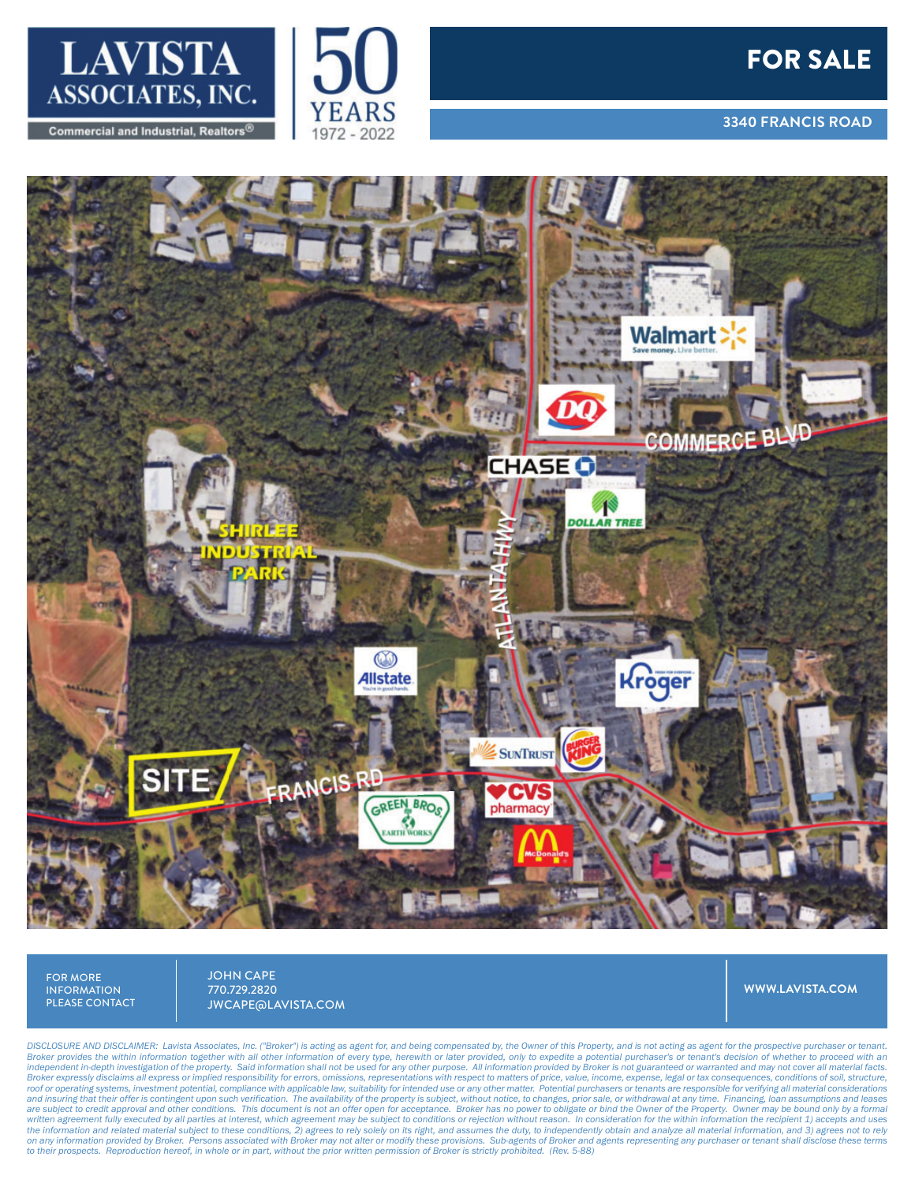LAVISTA ASSOCIATES, INC.

Commercial and Industrial, Realtors®

50 YEARS 1972 - 2022

# FOR SALE

**3340 FRANCIS ROAD**

Walmart Save money. Live better.

DQ

COMMERCE BLVD

CHASE

DOLLAR TREE

SHIRLEE INDUSTRIAL PARK

ATLANTA HWY

Allstate You're in good hands.

Kroger

SUNTRUST

BURGER KING

SITE

FRANCIS RD

GREEN BROS. EARTH WORKS

CVS pharmacy

McDonald's

FOR MORE INFORMATION PLEASE CONTACT

JOHN CAPE
770.729.2820
JWCAPE@LAVISTA.COM

WWW.LAVISTA.COM

*DISCLOSURE AND DISCLAIMER: Lavista Associates, Inc. ("Broker") is acting as agent for, and being compensated by, the Owner of this Property, and is not acting as agent for the prospective purchaser or tenant. Broker provides the within information together with all other information of every type, herewith or later provided, only to expedite a potential purchaser's or tenant's decision of whether to proceed with an independent in-depth investigation of the property. Said information shall not be used for any other purpose. All information provided by Broker is not guaranteed or warranted and may not cover all material facts. Broker expressly disclaims all express or implied responsibility for errors, omissions, representations with respect to matters of price, value, income, expense, legal or tax consequences, conditions of soil, structure, roof or operating systems, investment potential, compliance with applicable law, suitability for intended use or any other matter. Potential purchasers or tenants are responsible for verifying all material considerations and insuring that their offer is contingent upon such verification. The availability of the property is subject, without notice, to changes, prior sale, or withdrawal at any time. Financing, loan assumptions and leases are subject to credit approval and other conditions. This document is not an offer open for acceptance. Broker has no power to obligate or bind the Owner of the Property. Owner may be bound only by a formal written agreement fully executed by all parties at interest, which agreement may be subject to conditions or rejection without reason. In consideration for the within information the recipient 1) accepts and uses the information and related material subject to these conditions, 2) agrees to rely solely on its right, and assumes the duty, to independently obtain and analyze all material information, and 3) agrees not to rely on any information provided by Broker. Persons associated with Broker may not alter or modify these provisions. Sub-agents of Broker and agents representing any purchaser or tenant shall disclose these terms to their prospects. Reproduction hereof, in whole or in part, without the prior written permission of Broker is strictly prohibited. (Rev. 5-88)*